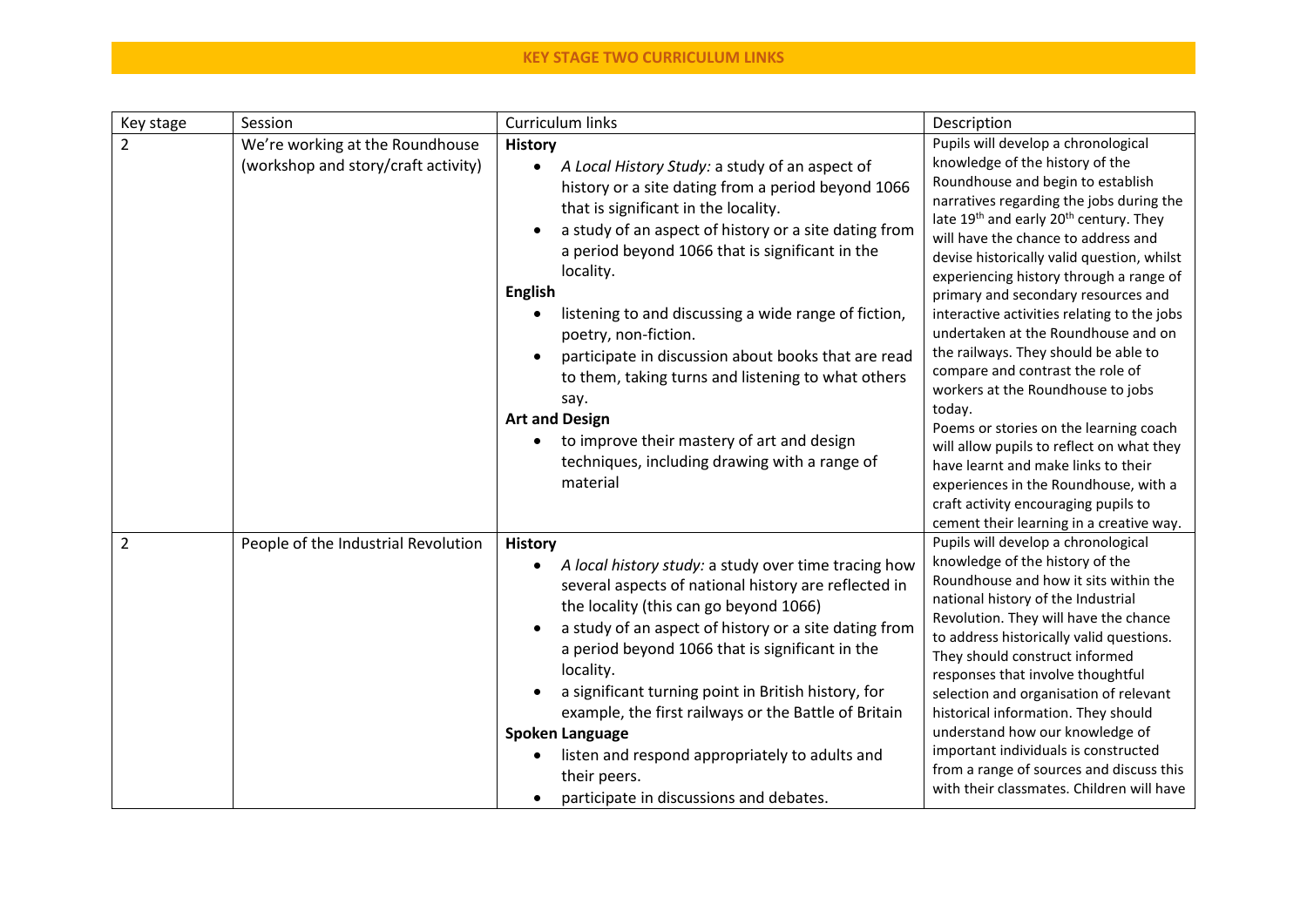# KEY STAGE TWO CURRICULUM LINKS

| Key stage | Session | Curriculum links | Description |
|---|---|---|---|
| 2 | We're working at the Roundhouse (workshop and story/craft activity) | **History**<br>• *A Local History Study:* a study of an aspect of history or a site dating from a period beyond 1066 that is significant in the locality.<br>• a study of an aspect of history or a site dating from a period beyond 1066 that is significant in the locality.<br>**English**<br>• listening to and discussing a wide range of fiction, poetry, non-fiction.<br>• participate in discussion about books that are read to them, taking turns and listening to what others say.<br>**Art and Design**<br>• to improve their mastery of art and design techniques, including drawing with a range of material | Pupils will develop a chronological knowledge of the history of the Roundhouse and begin to establish narratives regarding the jobs during the late 19th and early 20th century. They will have the chance to address and devise historically valid question, whilst experiencing history through a range of primary and secondary resources and interactive activities relating to the jobs undertaken at the Roundhouse and on the railways. They should be able to compare and contrast the role of workers at the Roundhouse to jobs today.<br>Poems or stories on the learning coach will allow pupils to reflect on what they have learnt and make links to their experiences in the Roundhouse, with a craft activity encouraging pupils to cement their learning in a creative way. |
| 2 | People of the Industrial Revolution | **History**<br>• *A local history study:* a study over time tracing how several aspects of national history are reflected in the locality (this can go beyond 1066)<br>• a study of an aspect of history or a site dating from a period beyond 1066 that is significant in the locality.<br>• a significant turning point in British history, for example, the first railways or the Battle of Britain<br>**Spoken Language**<br>• listen and respond appropriately to adults and their peers.<br>• participate in discussions and debates. | Pupils will develop a chronological knowledge of the history of the Roundhouse and how it sits within the national history of the Industrial Revolution. They will have the chance to address historically valid questions. They should construct informed responses that involve thoughtful selection and organisation of relevant historical information. They should understand how our knowledge of important individuals is constructed from a range of sources and discuss this with their classmates. Children will have |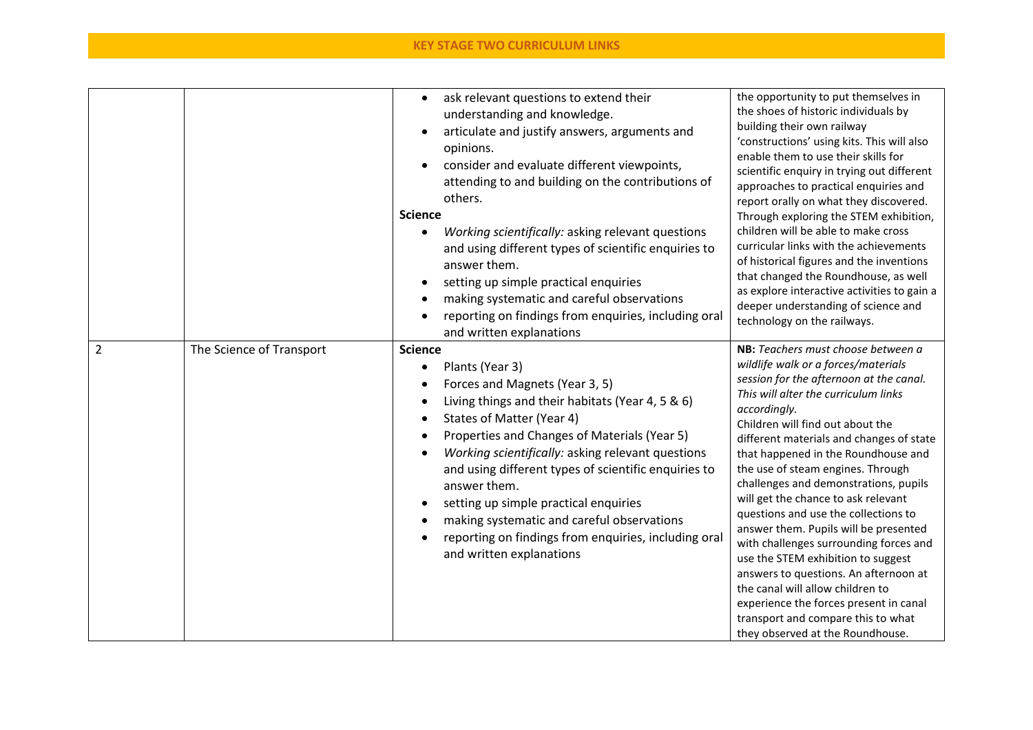## KEY STAGE TWO CURRICULUM LINKS

| | | | |
|---|---|---|---|
| | | • ask relevant questions to extend their understanding and knowledge.<br>• articulate and justify answers, arguments and opinions.<br>• consider and evaluate different viewpoints, attending to and building on the contributions of others.<br>**Science**<br>• *Working scientifically:* asking relevant questions and using different types of scientific enquiries to answer them.<br>• setting up simple practical enquiries<br>• making systematic and careful observations<br>• reporting on findings from enquiries, including oral and written explanations | the opportunity to put themselves in the shoes of historic individuals by building their own railway 'constructions' using kits. This will also enable them to use their skills for scientific enquiry in trying out different approaches to practical enquiries and report orally on what they discovered. Through exploring the STEM exhibition, children will be able to make cross curricular links with the achievements of historical figures and the inventions that changed the Roundhouse, as well as explore interactive activities to gain a deeper understanding of science and technology on the railways. |
| 2 | The Science of Transport | **Science**<br>• Plants (Year 3)<br>• Forces and Magnets (Year 3, 5)<br>• Living things and their habitats (Year 4, 5 & 6)<br>• States of Matter (Year 4)<br>• Properties and Changes of Materials (Year 5)<br>• *Working scientifically:* asking relevant questions and using different types of scientific enquiries to answer them.<br>• setting up simple practical enquiries<br>• making systematic and careful observations<br>• reporting on findings from enquiries, including oral and written explanations | **NB:** *Teachers must choose between a wildlife walk or a forces/materials session for the afternoon at the canal. This will alter the curriculum links accordingly.*<br>Children will find out about the different materials and changes of state that happened in the Roundhouse and the use of steam engines. Through challenges and demonstrations, pupils will get the chance to ask relevant questions and use the collections to answer them. Pupils will be presented with challenges surrounding forces and use the STEM exhibition to suggest answers to questions. An afternoon at the canal will allow children to experience the forces present in canal transport and compare this to what they observed at the Roundhouse. |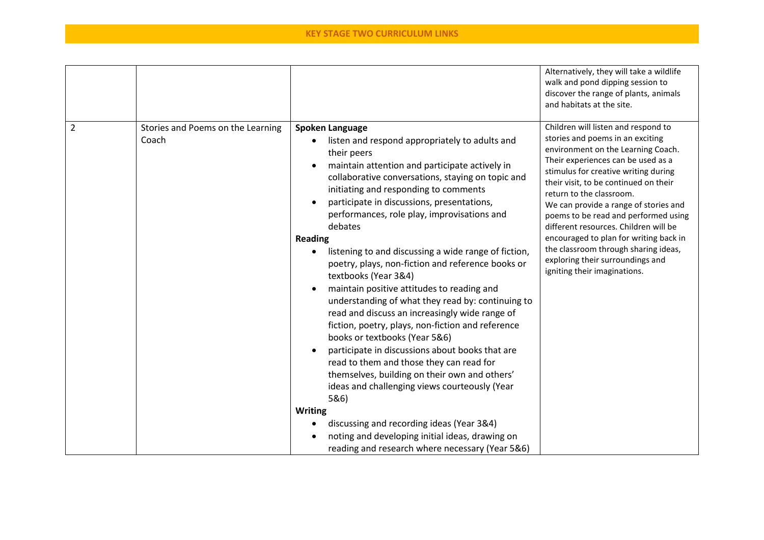## KEY STAGE TWO CURRICULUM LINKS

| | | | |
|---|---|---|---|
| | | | Alternatively, they will take a wildlife walk and pond dipping session to discover the range of plants, animals and habitats at the site. |
| 2 | Stories and Poems on the Learning Coach | **Spoken Language**<br>• listen and respond appropriately to adults and their peers<br>• maintain attention and participate actively in collaborative conversations, staying on topic and initiating and responding to comments<br>• participate in discussions, presentations, performances, role play, improvisations and debates<br>**Reading**<br>• listening to and discussing a wide range of fiction, poetry, plays, non-fiction and reference books or textbooks (Year 3&4)<br>• maintain positive attitudes to reading and understanding of what they read by: continuing to read and discuss an increasingly wide range of fiction, poetry, plays, non-fiction and reference books or textbooks (Year 5&6)<br>• participate in discussions about books that are read to them and those they can read for themselves, building on their own and others' ideas and challenging views courteously (Year 5&6)<br>**Writing**<br>• discussing and recording ideas (Year 3&4)<br>• noting and developing initial ideas, drawing on reading and research where necessary (Year 5&6) | Children will listen and respond to stories and poems in an exciting environment on the Learning Coach. Their experiences can be used as a stimulus for creative writing during their visit, to be continued on their return to the classroom.<br>We can provide a range of stories and poems to be read and performed using different resources. Children will be encouraged to plan for writing back in the classroom through sharing ideas, exploring their surroundings and igniting their imaginations. |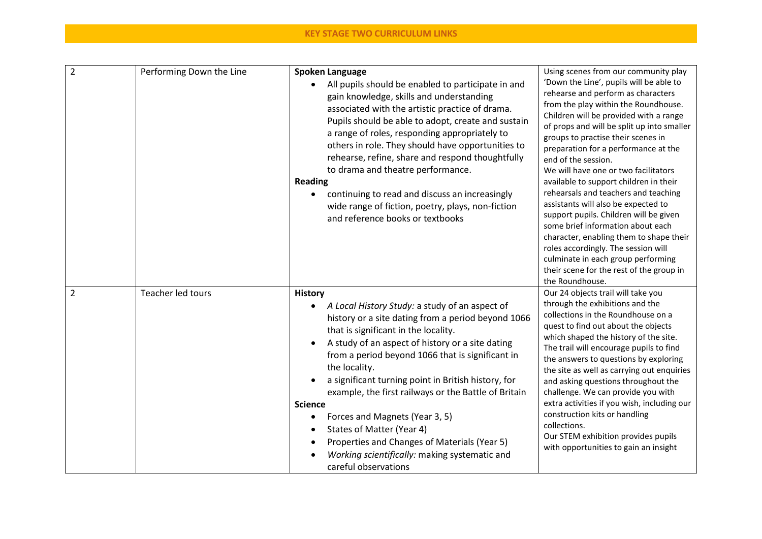**KEY STAGE TWO CURRICULUM LINKS**

| | | | |
|---|---|---|---|
| 2 | Performing Down the Line | **Spoken Language**<br>• All pupils should be enabled to participate in and gain knowledge, skills and understanding associated with the artistic practice of drama. Pupils should be able to adopt, create and sustain a range of roles, responding appropriately to others in role. They should have opportunities to rehearse, refine, share and respond thoughtfully to drama and theatre performance.<br>**Reading**<br>• continuing to read and discuss an increasingly wide range of fiction, poetry, plays, non-fiction and reference books or textbooks | Using scenes from our community play 'Down the Line', pupils will be able to rehearse and perform as characters from the play within the Roundhouse. Children will be provided with a range of props and will be split up into smaller groups to practise their scenes in preparation for a performance at the end of the session.<br>We will have one or two facilitators available to support children in their rehearsals and teachers and teaching assistants will also be expected to support pupils. Children will be given some brief information about each character, enabling them to shape their roles accordingly. The session will culminate in each group performing their scene for the rest of the group in the Roundhouse. |
| 2 | Teacher led tours | **History**<br>• *A Local History Study:* a study of an aspect of history or a site dating from a period beyond 1066 that is significant in the locality.<br>• A study of an aspect of history or a site dating from a period beyond 1066 that is significant in the locality.<br>• a significant turning point in British history, for example, the first railways or the Battle of Britain<br>**Science**<br>• Forces and Magnets (Year 3, 5)<br>• States of Matter (Year 4)<br>• Properties and Changes of Materials (Year 5)<br>• *Working scientifically:* making systematic and careful observations | Our 24 objects trail will take you through the exhibitions and the collections in the Roundhouse on a quest to find out about the objects which shaped the history of the site. The trail will encourage pupils to find the answers to questions by exploring the site as well as carrying out enquiries and asking questions throughout the challenge. We can provide you with extra activities if you wish, including our construction kits or handling collections.<br>Our STEM exhibition provides pupils with opportunities to gain an insight |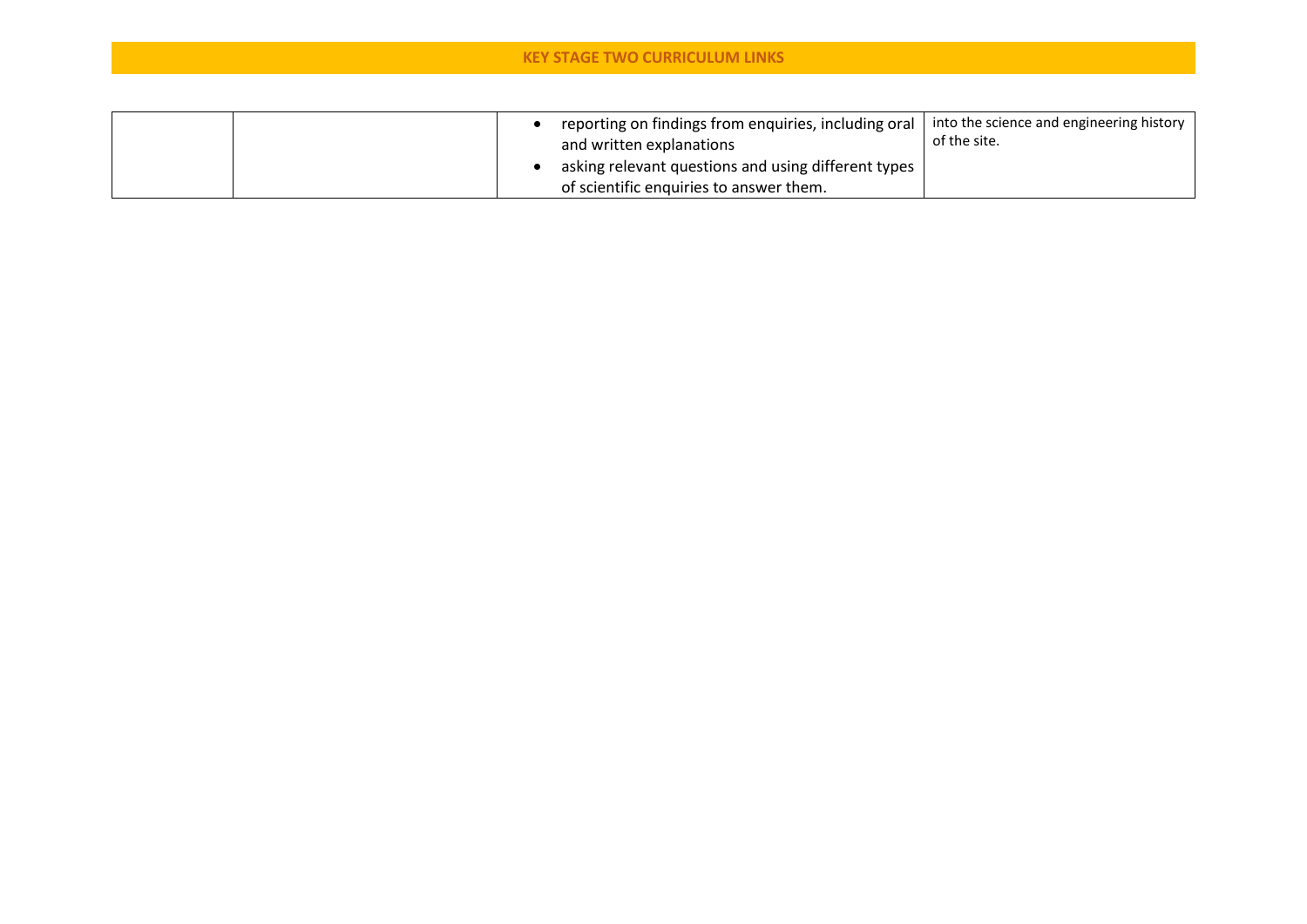## KEY STAGE TWO CURRICULUM LINKS

| | | | |
|---|---|---|---|
| | | • reporting on findings from enquiries, including oral and written explanations<br>• asking relevant questions and using different types of scientific enquiries to answer them. | into the science and engineering history of the site. |